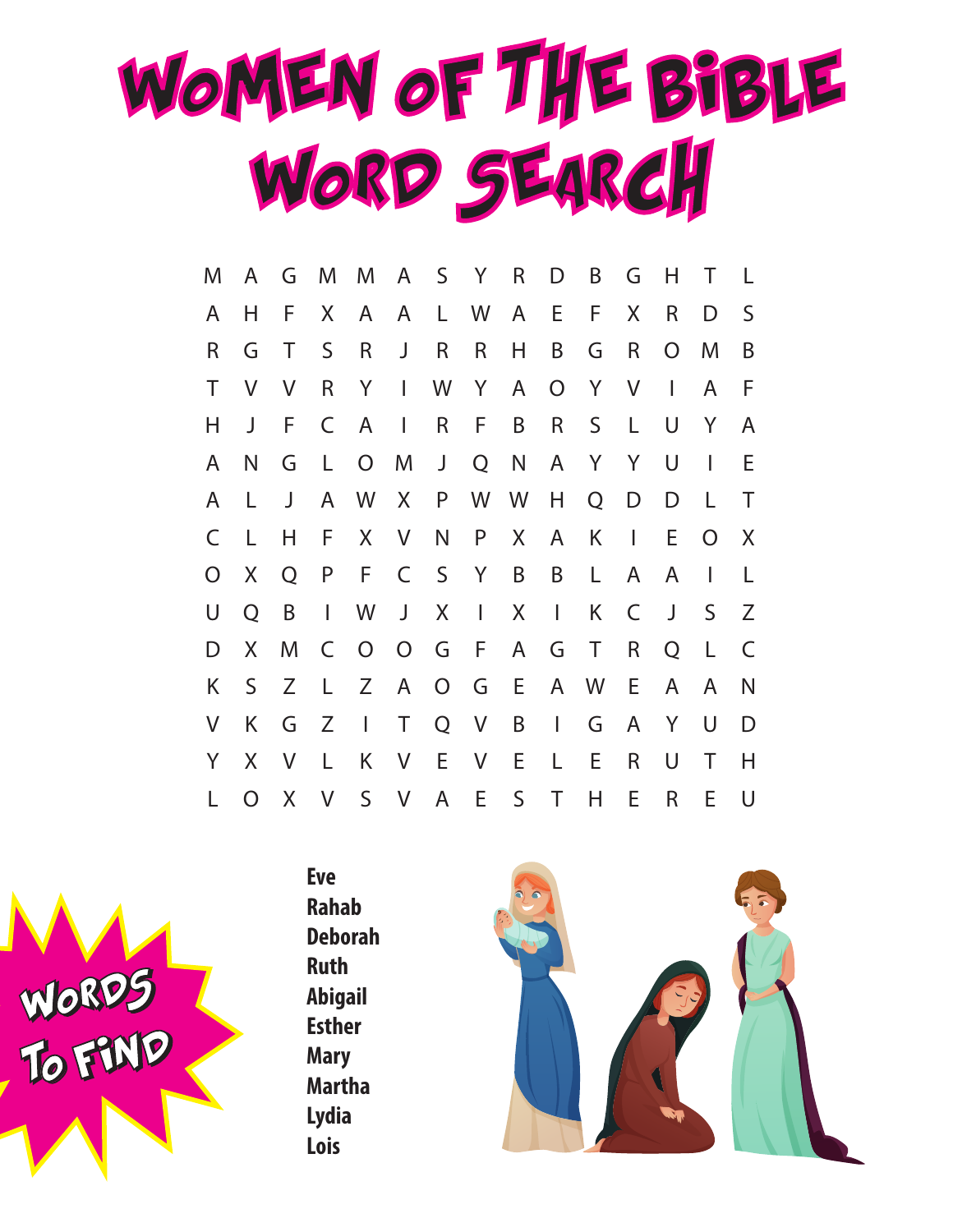# Women of the Bible Word Search

```
M A G M M A S Y R D B G H T L
A H F X A A L W A E F X R D S
R G T S R J R R H B G R O M B
T V V R Y I W Y A O Y V I A F
H J F C A I R F B R S L U Y A
A N G L O M J Q N A Y Y U I E
A L J A W X P W W H Q D D L T
C L H F X V N P X A K I E O X
O X Q P F C S Y B B L A A I L
U Q B I W J X I X I K C J S Z
D X M C O O G F A G T R Q L C
K S Z L Z A O G E A W E A A N
V K G Z I T Q V B I G A Y U D
Y X V L K V E V E L E R U T H
L O X V S V A E S T H E R E U
```

## Words To Find

**Eve**
**Rahab**
**Deborah**
**Ruth**
**Abigail**
**Esther**
**Mary**
**Martha**
**Lydia**
**Lois**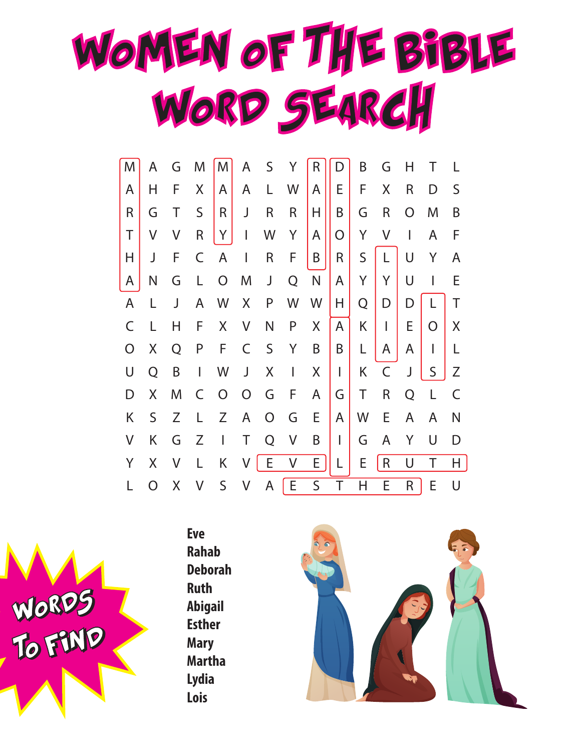# Women of the Bible Word Search

| | | | | | | | | | | | | | | |
|---|---|---|---|---|---|---|---|---|---|---|---|---|---|---|
| M | A | G | M | M | A | S | Y | R | D | B | G | H | T | L |
| A | H | F | X | A | A | L | W | A | E | F | X | R | D | S |
| R | G | T | S | R | J | R | R | H | B | G | R | O | M | B |
| T | V | V | R | Y | I | W | Y | A | O | Y | V | I | A | F |
| H | J | F | C | A | I | R | F | B | R | S | L | U | Y | A |
| A | N | G | L | O | M | J | Q | N | A | Y | Y | U | I | E |
| A | L | J | A | W | X | P | W | W | H | Q | D | D | L | T |
| C | L | H | F | X | V | N | P | X | A | K | I | E | O | X |
| O | X | Q | P | F | C | S | Y | B | B | L | A | A | I | L |
| U | Q | B | I | W | J | X | I | X | I | K | C | J | S | Z |
| D | X | M | C | O | O | G | F | A | G | T | R | Q | L | C |
| K | S | Z | L | Z | A | O | G | E | A | W | E | A | A | N |
| V | K | G | Z | I | T | Q | V | B | I | G | A | Y | U | D |
| Y | X | V | L | K | V | E | V | E | L | E | R | U | T | H |
| L | O | X | V | S | V | A | E | S | T | H | E | R | E | U |

## Words to Find

- Eve
- Rahab
- Deborah
- Ruth
- Abigail
- Esther
- Mary
- Martha
- Lydia
- Lois